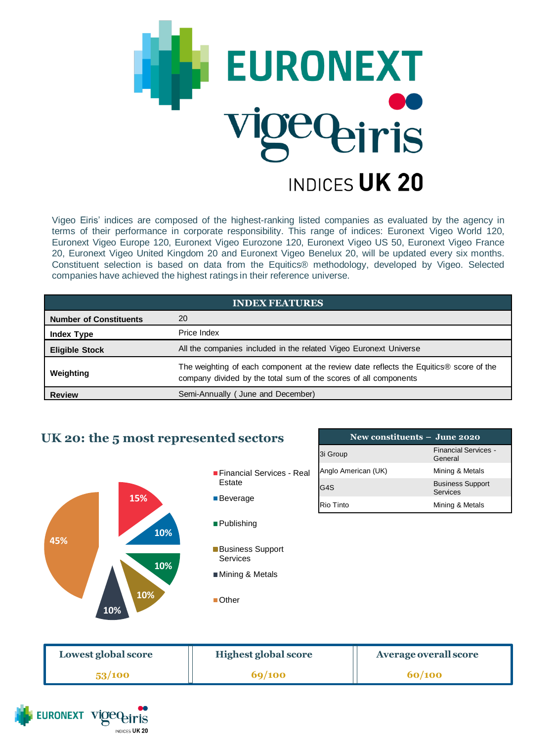# EURONEXT vigeo eiris

## INDICES UK 20

Vigeo Eiris' indices are composed of the highest-ranking listed companies as evaluated by the agency in terms of their performance in corporate responsibility. This range of indices: Euronext Vigeo World 120, Euronext Vigeo Europe 120, Euronext Vigeo Eurozone 120, Euronext Vigeo US 50, Euronext Vigeo France 20, Euronext Vigeo United Kingdom 20 and Euronext Vigeo Benelux 20, will be updated every six months. Constituent selection is based on data from the Equitics® methodology, developed by Vigeo. Selected companies have achieved the highest ratings in their reference universe.

| INDEX FEATURES | |
|---|---|
| **Number of Constituents** | 20 |
| **Index Type** | Price Index |
| **Eligible Stock** | All the companies included in the related Vigeo Euronext Universe |
| **Weighting** | The weighting of each component at the review date reflects the Equitics® score of the company divided by the total sum of the scores of all components |
| **Review** | Semi-Annually ( June and December) |

## UK 20: the 5 most represented sectors

| Sector | Share |
|---|---|
| Financial Services - Real Estate | 15% |
| Beverage | 10% |
| Publishing | 10% |
| Business Support Services | 10% |
| Mining & Metals | 10% |
| Other | 45% |

| New constituents – June 2020 | |
|---|---|
| 3i Group | Financial Services - General |
| Anglo American (UK) | Mining & Metals |
| G4S | Business Support Services |
| Rio Tinto | Mining & Metals |

| Lowest global score | Highest global score | Average overall score |
|---|---|---|
| 53/100 | 69/100 | 60/100 |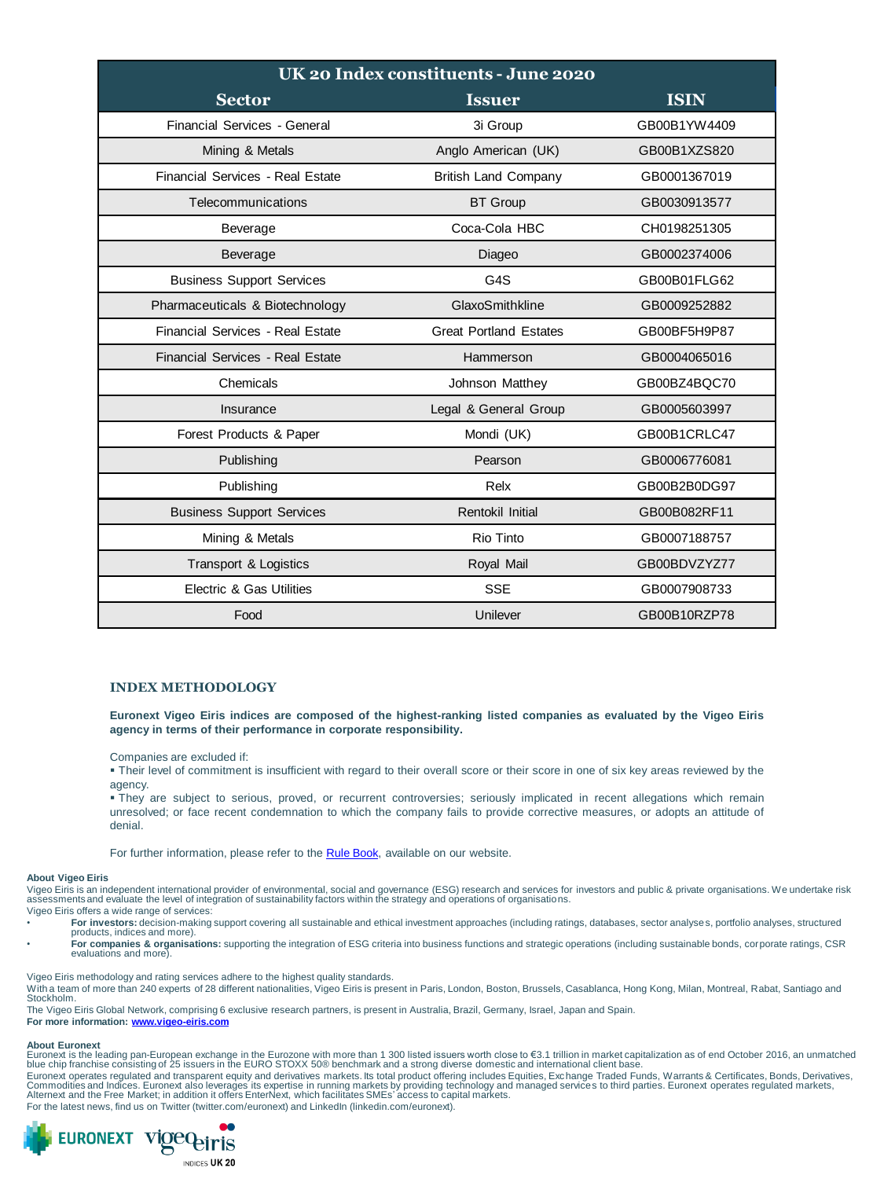| UK 20 Index constituents - June 2020 | | |
|---|---|---|
| **Sector** | **Issuer** | **ISIN** |
| Financial Services - General | 3i Group | GB00B1YW4409 |
| Mining & Metals | Anglo American (UK) | GB00B1XZS820 |
| Financial Services - Real Estate | British Land Company | GB0001367019 |
| Telecommunications | BT Group | GB0030913577 |
| Beverage | Coca-Cola HBC | CH0198251305 |
| Beverage | Diageo | GB0002374006 |
| Business Support Services | G4S | GB00B01FLG62 |
| Pharmaceuticals & Biotechnology | GlaxoSmithkline | GB0009252882 |
| Financial Services - Real Estate | Great Portland Estates | GB00BF5H9P87 |
| Financial Services - Real Estate | Hammerson | GB0004065016 |
| Chemicals | Johnson Matthey | GB00BZ4BQC70 |
| Insurance | Legal & General Group | GB0005603997 |
| Forest Products & Paper | Mondi (UK) | GB00B1CRLC47 |
| Publishing | Pearson | GB0006776081 |
| Publishing | Relx | GB00B2B0DG97 |
| Business Support Services | Rentokil Initial | GB00B082RF11 |
| Mining & Metals | Rio Tinto | GB0007188757 |
| Transport & Logistics | Royal Mail | GB00BDVZYZ77 |
| Electric & Gas Utilities | SSE | GB0007908733 |
| Food | Unilever | GB00B10RZP78 |

## INDEX METHODOLOGY

**Euronext Vigeo Eiris indices are composed of the highest-ranking listed companies as evaluated by the Vigeo Eiris agency in terms of their performance in corporate responsibility.**

Companies are excluded if:

- Their level of commitment is insufficient with regard to their overall score or their score in one of six key areas reviewed by the agency.
- They are subject to serious, proved, or recurrent controversies; seriously implicated in recent allegations which remain unresolved; or face recent condemnation to which the company fails to provide corrective measures, or adopts an attitude of denial.

For further information, please refer to the Rule Book, available on our website.

**About Vigeo Eiris**

Vigeo Eiris is an independent international provider of environmental, social and governance (ESG) research and services for investors and public & private organisations. We undertake risk assessments and evaluate the level of integration of sustainability factors within the strategy and operations of organisations.

Vigeo Eiris offers a wide range of services:

- **For investors:** decision-making support covering all sustainable and ethical investment approaches (including ratings, databases, sector analyses, portfolio analyses, structured products, indices and more).
- **For companies & organisations:** supporting the integration of ESG criteria into business functions and strategic operations (including sustainable bonds, corporate ratings, CSR evaluations and more).

Vigeo Eiris methodology and rating services adhere to the highest quality standards.

With a team of more than 240 experts of 28 different nationalities, Vigeo Eiris is present in Paris, London, Boston, Brussels, Casablanca, Hong Kong, Milan, Montreal, Rabat, Santiago and Stockholm.

The Vigeo Eiris Global Network, comprising 6 exclusive research partners, is present in Australia, Brazil, Germany, Israel, Japan and Spain.

**For more information: www.vigeo-eiris.com**

**About Euronext**

Euronext is the leading pan-European exchange in the Eurozone with more than 1 300 listed issuers worth close to €3.1 trillion in market capitalization as of end October 2016, an unmatched blue chip franchise consisting of 25 issuers in the EURO STOXX 50® benchmark and a strong diverse domestic and international client base.

Euronext operates regulated and transparent equity and derivatives markets. Its total product offering includes Equities, Exchange Traded Funds, Warrants & Certificates, Bonds, Derivatives, Commodities and Indices. Euronext also leverages its expertise in running markets by providing technology and managed services to third parties. Euronext operates regulated markets, Alternext and the Free Market; in addition it offers EnterNext, which facilitates SMEs' access to capital markets.

For the latest news, find us on Twitter (twitter.com/euronext) and LinkedIn (linkedin.com/euronext).

EURONEXT vigeo eiris INDICES UK 20